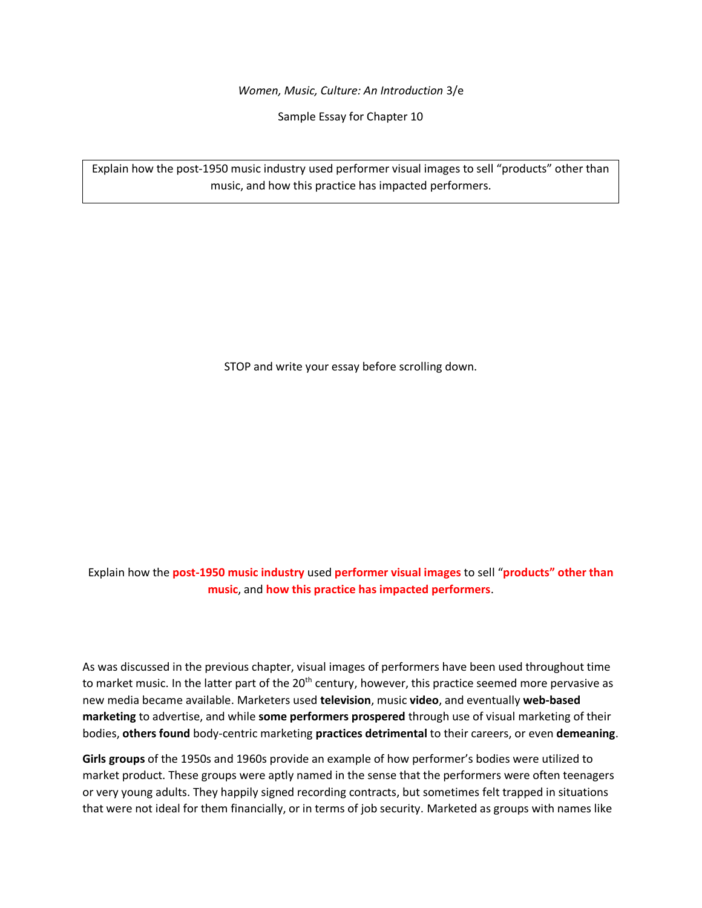*Women, Music, Culture: An Introduction* 3/e

Sample Essay for Chapter 10

Explain how the post-1950 music industry used performer visual images to sell "products" other than music, and how this practice has impacted performers.

STOP and write your essay before scrolling down.

Explain how the **post-1950 music industry** used **performer visual images** to sell "**products" other than music**, and **how this practice has impacted performers**.

As was discussed in the previous chapter, visual images of performers have been used throughout time to market music. In the latter part of the 20th century, however, this practice seemed more pervasive as new media became available. Marketers used **television**, music **video**, and eventually **web-based marketing** to advertise, and while **some performers prospered** through use of visual marketing of their bodies, **others found** body-centric marketing **practices detrimental** to their careers, or even **demeaning**.

**Girls groups** of the 1950s and 1960s provide an example of how performer's bodies were utilized to market product. These groups were aptly named in the sense that the performers were often teenagers or very young adults. They happily signed recording contracts, but sometimes felt trapped in situations that were not ideal for them financially, or in terms of job security. Marketed as groups with names like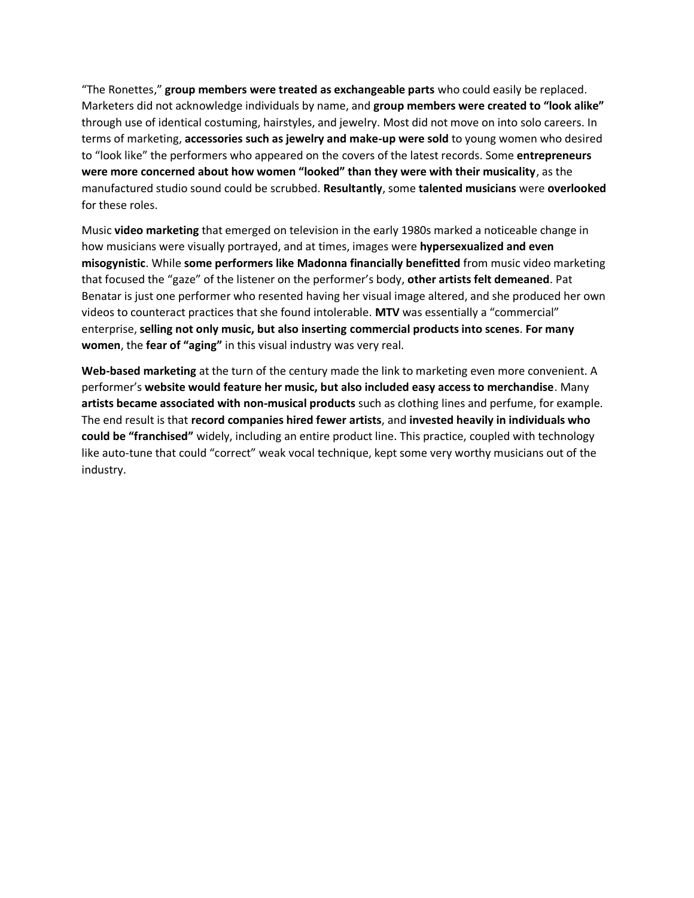“The Ronettes,” **group members were treated as exchangeable parts** who could easily be replaced. Marketers did not acknowledge individuals by name, and **group members were created to “look alike”** through use of identical costuming, hairstyles, and jewelry. Most did not move on into solo careers. In terms of marketing, **accessories such as jewelry and make-up were sold** to young women who desired to “look like” the performers who appeared on the covers of the latest records. Some **entrepreneurs were more concerned about how women “looked” than they were with their musicality**, as the manufactured studio sound could be scrubbed. **Resultantly**, some **talented musicians** were **overlooked** for these roles.

Music **video marketing** that emerged on television in the early 1980s marked a noticeable change in how musicians were visually portrayed, and at times, images were **hypersexualized and even misogynistic**. While **some performers like Madonna financially benefitted** from music video marketing that focused the “gaze” of the listener on the performer’s body, **other artists felt demeaned**. Pat Benatar is just one performer who resented having her visual image altered, and she produced her own videos to counteract practices that she found intolerable. **MTV** was essentially a “commercial” enterprise, **selling not only music, but also inserting commercial products into scenes**. **For many women**, the **fear of “aging”** in this visual industry was very real.

**Web-based marketing** at the turn of the century made the link to marketing even more convenient. A performer’s **website would feature her music, but also included easy access to merchandise**. Many **artists became associated with non-musical products** such as clothing lines and perfume, for example. The end result is that **record companies hired fewer artists**, and **invested heavily in individuals who could be “franchised”** widely, including an entire product line. This practice, coupled with technology like auto-tune that could “correct” weak vocal technique, kept some very worthy musicians out of the industry.